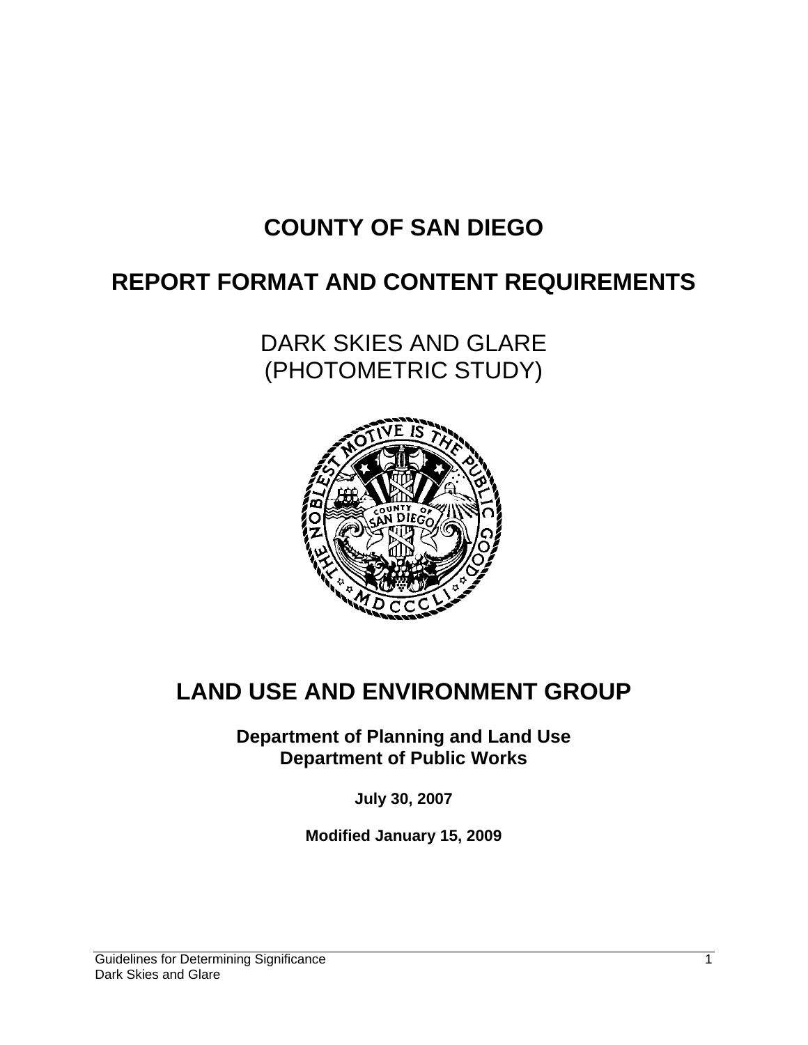# COUNTY OF SAN DIEGO

# REPORT FORMAT AND CONTENT REQUIREMENTS

## DARK SKIES AND GLARE (PHOTOMETRIC STUDY)

# LAND USE AND ENVIRONMENT GROUP

**Department of Planning and Land Use**
**Department of Public Works**

**July 30, 2007**

**Modified January 15, 2009**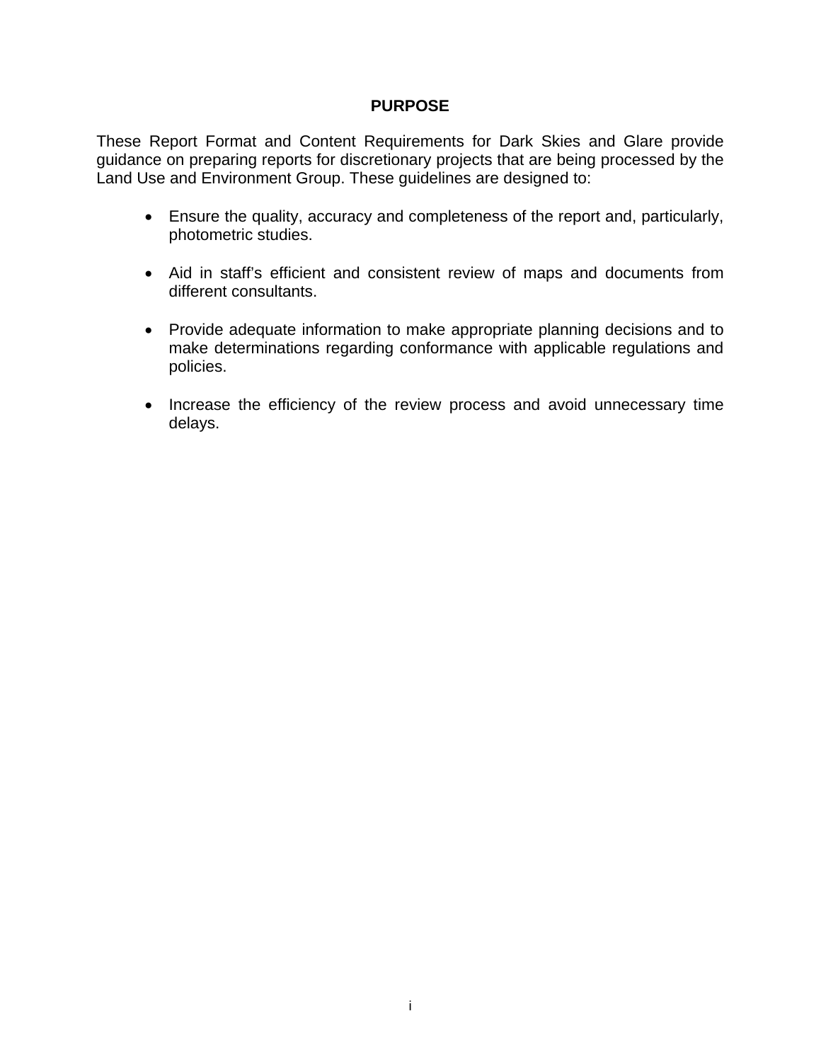# PURPOSE

These Report Format and Content Requirements for Dark Skies and Glare provide guidance on preparing reports for discretionary projects that are being processed by the Land Use and Environment Group. These guidelines are designed to:

- Ensure the quality, accuracy and completeness of the report and, particularly, photometric studies.
- Aid in staff's efficient and consistent review of maps and documents from different consultants.
- Provide adequate information to make appropriate planning decisions and to make determinations regarding conformance with applicable regulations and policies.
- Increase the efficiency of the review process and avoid unnecessary time delays.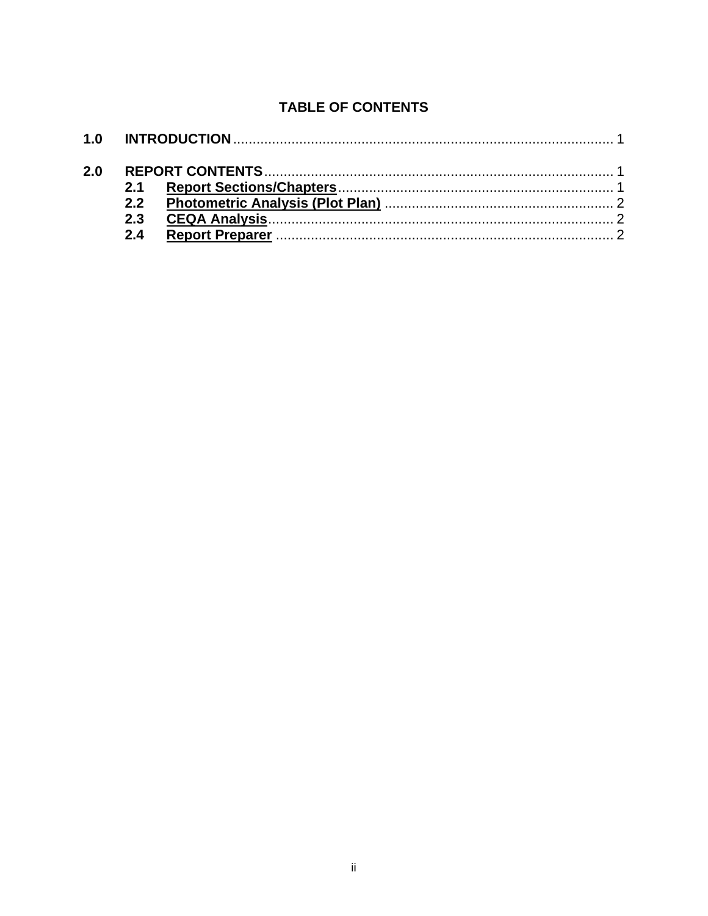## TABLE OF CONTENTS

**1.0 INTRODUCTION** .......... 1

**2.0 REPORT CONTENTS** .......... 1

- **2.1 Report Sections/Chapters** .......... 1
- **2.2 Photometric Analysis (Plot Plan)** .......... 2
- **2.3 CEQA Analysis** .......... 2
- **2.4 Report Preparer** .......... 2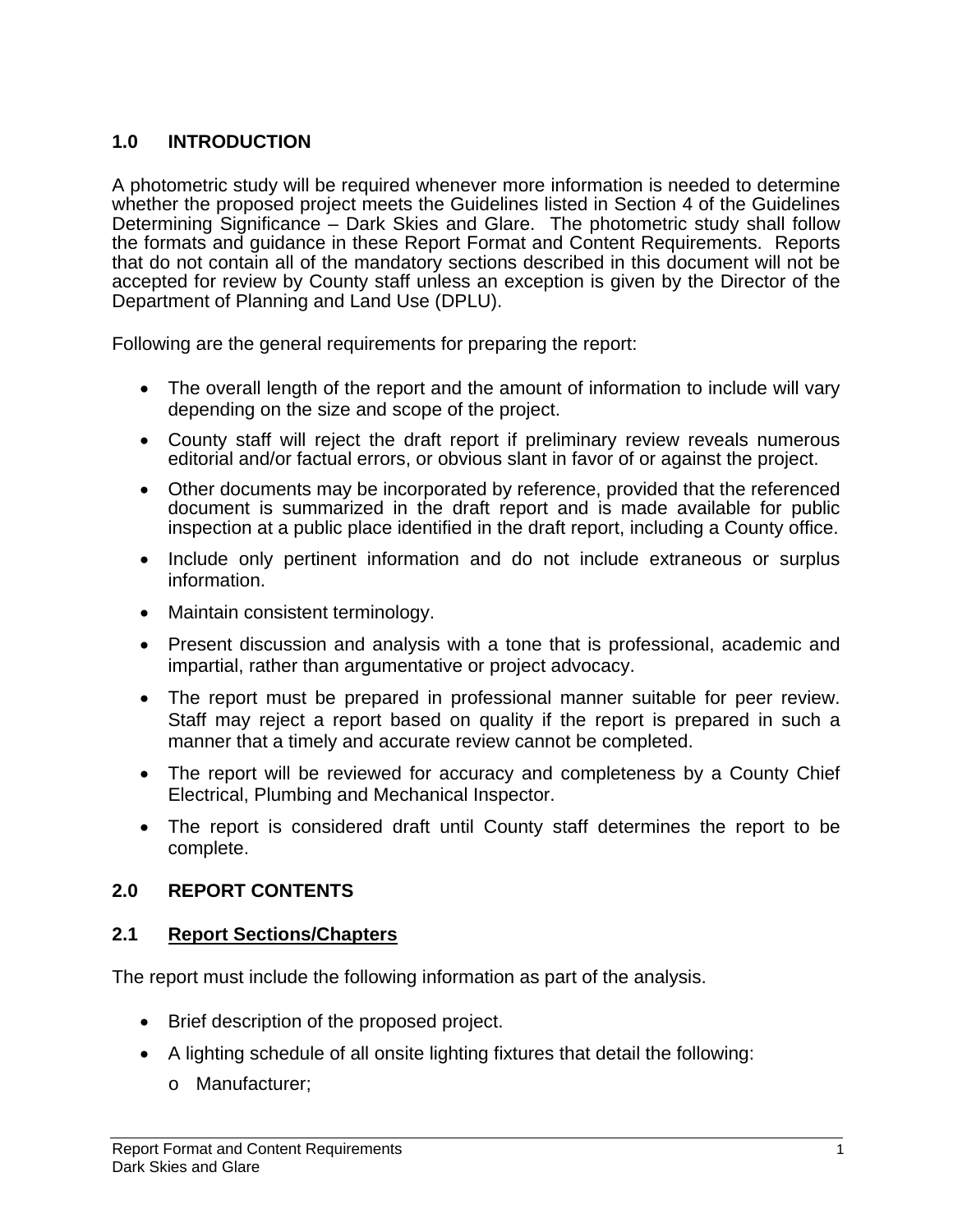## 1.0 INTRODUCTION

A photometric study will be required whenever more information is needed to determine whether the proposed project meets the Guidelines listed in Section 4 of the Guidelines Determining Significance – Dark Skies and Glare. The photometric study shall follow the formats and guidance in these Report Format and Content Requirements. Reports that do not contain all of the mandatory sections described in this document will not be accepted for review by County staff unless an exception is given by the Director of the Department of Planning and Land Use (DPLU).

Following are the general requirements for preparing the report:

- The overall length of the report and the amount of information to include will vary depending on the size and scope of the project.
- County staff will reject the draft report if preliminary review reveals numerous editorial and/or factual errors, or obvious slant in favor of or against the project.
- Other documents may be incorporated by reference, provided that the referenced document is summarized in the draft report and is made available for public inspection at a public place identified in the draft report, including a County office.
- Include only pertinent information and do not include extraneous or surplus information.
- Maintain consistent terminology.
- Present discussion and analysis with a tone that is professional, academic and impartial, rather than argumentative or project advocacy.
- The report must be prepared in professional manner suitable for peer review. Staff may reject a report based on quality if the report is prepared in such a manner that a timely and accurate review cannot be completed.
- The report will be reviewed for accuracy and completeness by a County Chief Electrical, Plumbing and Mechanical Inspector.
- The report is considered draft until County staff determines the report to be complete.

## 2.0 REPORT CONTENTS

### 2.1 Report Sections/Chapters

The report must include the following information as part of the analysis.

- Brief description of the proposed project.
- A lighting schedule of all onsite lighting fixtures that detail the following:
  - Manufacturer;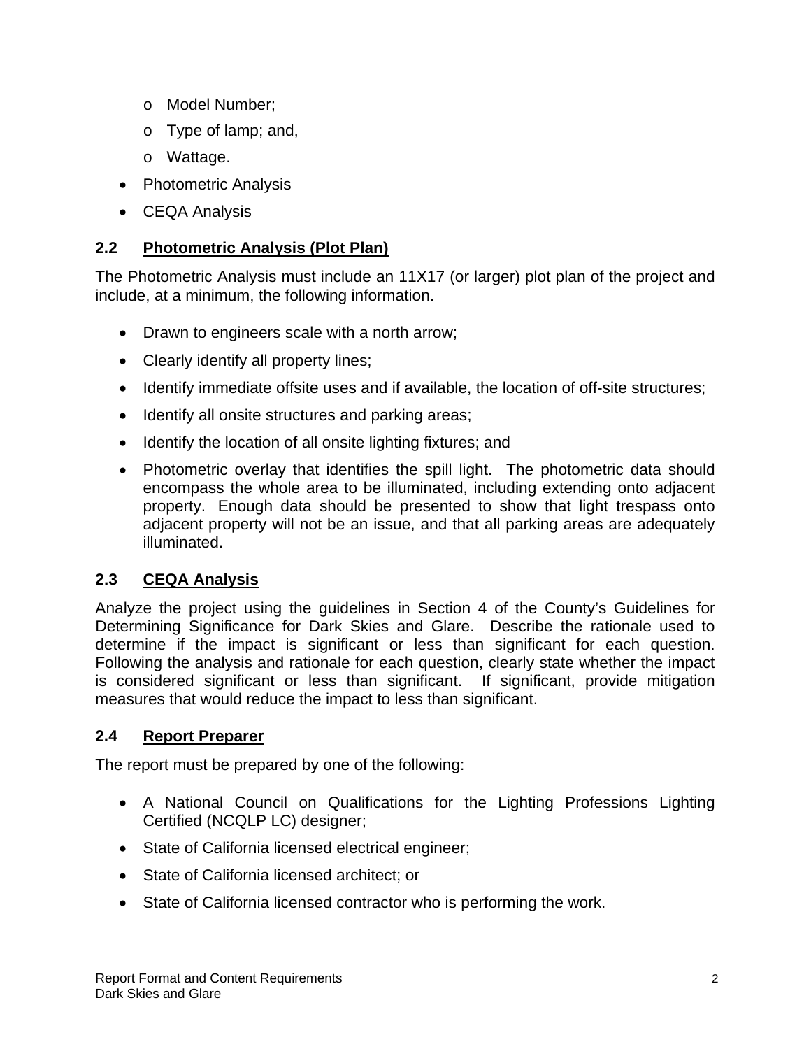- Model Number;
  - Type of lamp; and,
  - Wattage.
- Photometric Analysis
- CEQA Analysis

## 2.2 Photometric Analysis (Plot Plan)

The Photometric Analysis must include an 11X17 (or larger) plot plan of the project and include, at a minimum, the following information.

- Drawn to engineers scale with a north arrow;
- Clearly identify all property lines;
- Identify immediate offsite uses and if available, the location of off-site structures;
- Identify all onsite structures and parking areas;
- Identify the location of all onsite lighting fixtures; and
- Photometric overlay that identifies the spill light. The photometric data should encompass the whole area to be illuminated, including extending onto adjacent property. Enough data should be presented to show that light trespass onto adjacent property will not be an issue, and that all parking areas are adequately illuminated.

## 2.3 CEQA Analysis

Analyze the project using the guidelines in Section 4 of the County's Guidelines for Determining Significance for Dark Skies and Glare. Describe the rationale used to determine if the impact is significant or less than significant for each question. Following the analysis and rationale for each question, clearly state whether the impact is considered significant or less than significant. If significant, provide mitigation measures that would reduce the impact to less than significant.

## 2.4 Report Preparer

The report must be prepared by one of the following:

- A National Council on Qualifications for the Lighting Professions Lighting Certified (NCQLP LC) designer;
- State of California licensed electrical engineer;
- State of California licensed architect; or
- State of California licensed contractor who is performing the work.